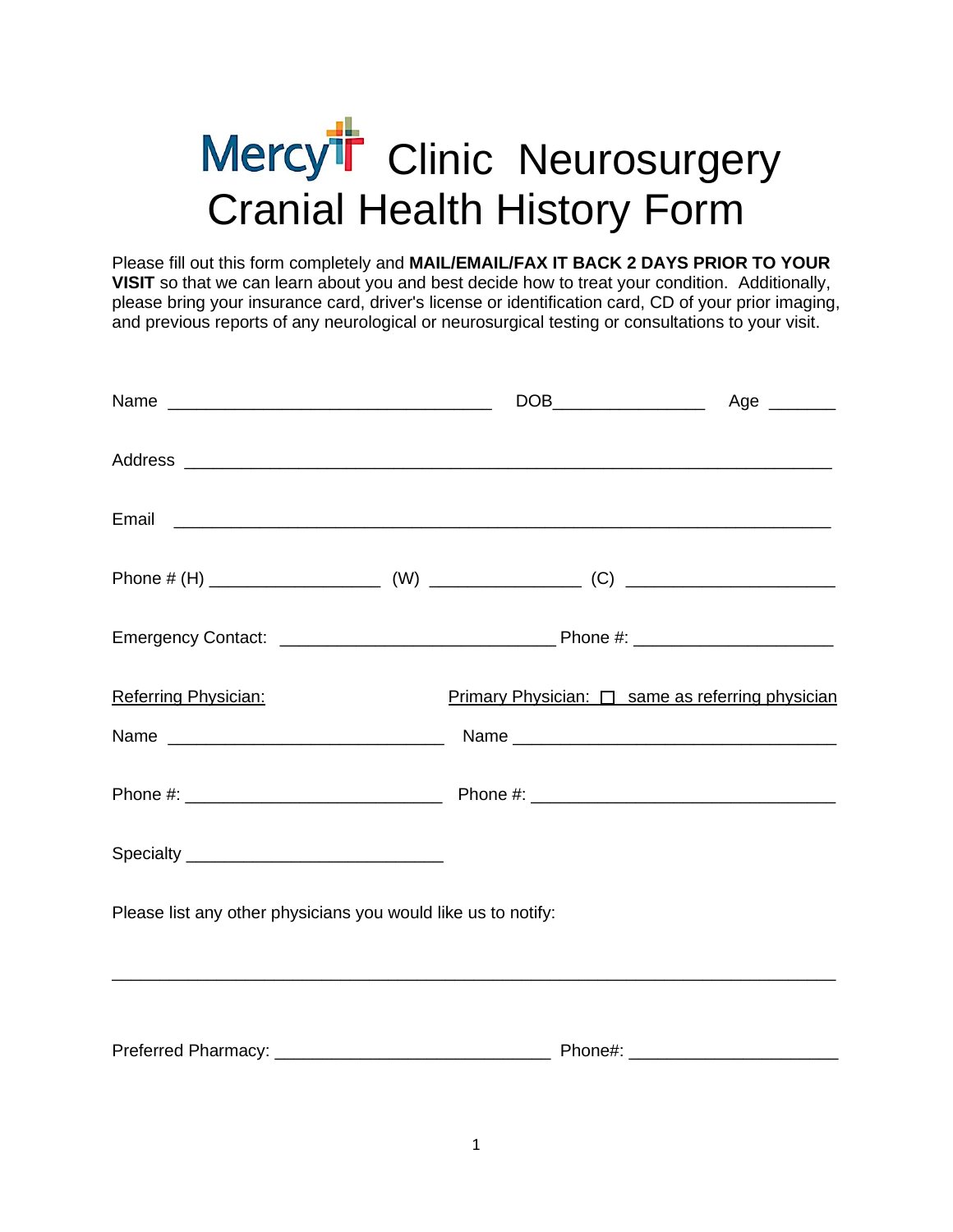# Mercy Clinic Neurosurgery Cranial Health History Form

Please fill out this form completely and **MAIL/EMAIL/FAX IT BACK 2 DAYS PRIOR TO YOUR VISIT** so that we can learn about you and best decide how to treat your condition. Additionally, please bring your insurance card, driver's license or identification card, CD of your prior imaging, and previous reports of any neurological or neurosurgical testing or consultations to your visit.

Name ___________________________________ DOB________________ Age _______

Address _______________________________________________________________________

Email _________________________________________________________________________

Phone # (H) __________________ (W) ________________ (C) ______________________

Emergency Contact: ______________________________ Phone #: ______________________

Referring Physician: Primary Physician: ☐ same as referring physician

Name ______________________________ Name ___________________________________

Phone #: ____________________________ Phone #: ________________________________

Specialty ____________________________

Please list any other physicians you would like us to notify:

_______________________________________________________________________________

Preferred Pharmacy: ______________________________ Phone#: ______________________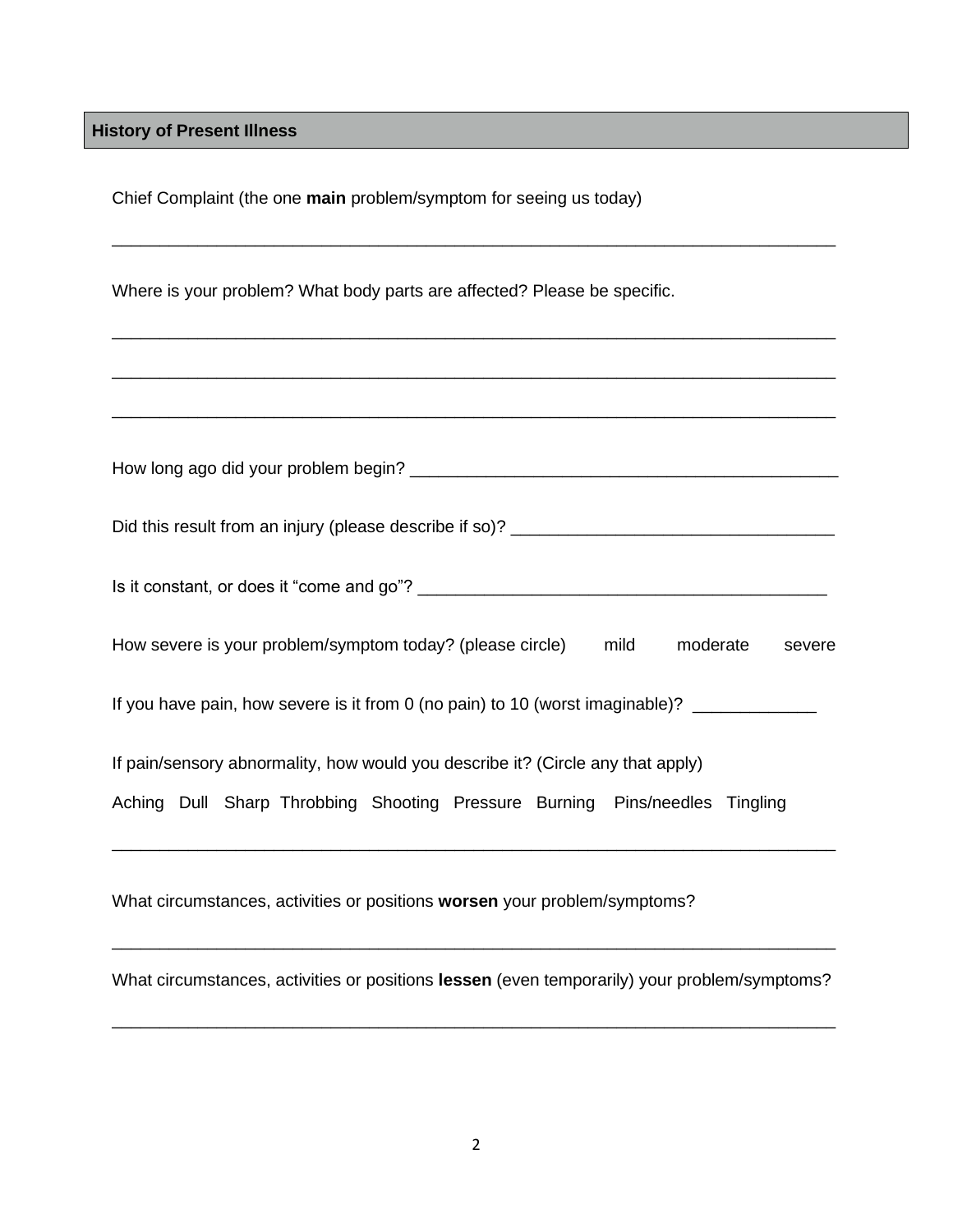## History of Present Illness

Chief Complaint (the one **main** problem/symptom for seeing us today)

______________________________________________________________________________

Where is your problem? What body parts are affected? Please be specific.

______________________________________________________________________________

______________________________________________________________________________

______________________________________________________________________________

How long ago did your problem begin? _____________________________________________

Did this result from an injury (please describe if so)? __________________________________

Is it constant, or does it "come and go"? ___________________________________________

How severe is your problem/symptom today? (please circle) mild moderate severe

If you have pain, how severe is it from 0 (no pain) to 10 (worst imaginable)? _____________

If pain/sensory abnormality, how would you describe it? (Circle any that apply)

Aching Dull Sharp Throbbing Shooting Pressure Burning Pins/needles Tingling

______________________________________________________________________________

What circumstances, activities or positions **worsen** your problem/symptoms?

______________________________________________________________________________

What circumstances, activities or positions **lessen** (even temporarily) your problem/symptoms?

______________________________________________________________________________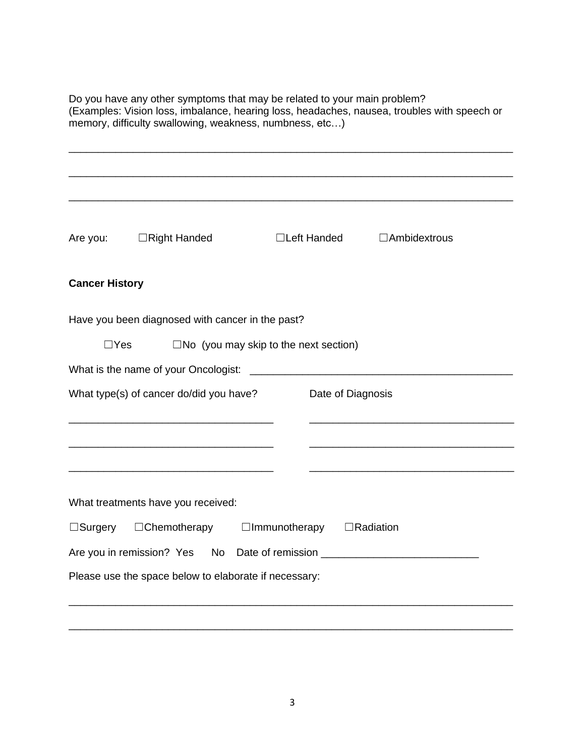Do you have any other symptoms that may be related to your main problem?
(Examples: Vision loss, imbalance, hearing loss, headaches, nausea, troubles with speech or memory, difficulty swallowing, weakness, numbness, etc…)

\_\_\_\_\_\_\_\_\_\_\_\_\_\_\_\_\_\_\_\_\_\_\_\_\_\_\_\_\_\_\_\_\_\_\_\_\_\_\_\_\_\_\_\_\_\_\_\_\_\_\_\_\_\_\_\_\_\_\_\_\_\_\_\_\_\_\_\_\_\_\_\_\_\_\_\_

\_\_\_\_\_\_\_\_\_\_\_\_\_\_\_\_\_\_\_\_\_\_\_\_\_\_\_\_\_\_\_\_\_\_\_\_\_\_\_\_\_\_\_\_\_\_\_\_\_\_\_\_\_\_\_\_\_\_\_\_\_\_\_\_\_\_\_\_\_\_\_\_\_\_\_\_

\_\_\_\_\_\_\_\_\_\_\_\_\_\_\_\_\_\_\_\_\_\_\_\_\_\_\_\_\_\_\_\_\_\_\_\_\_\_\_\_\_\_\_\_\_\_\_\_\_\_\_\_\_\_\_\_\_\_\_\_\_\_\_\_\_\_\_\_\_\_\_\_\_\_\_\_

Are you: ☐Right Handed ☐Left Handed ☐Ambidextrous

**Cancer History**

Have you been diagnosed with cancer in the past?

☐Yes ☐No (you may skip to the next section)

What is the name of your Oncologist: \_\_\_\_\_\_\_\_\_\_\_\_\_\_\_\_\_\_\_\_\_\_\_\_\_\_\_\_\_\_\_\_\_\_\_\_\_\_\_\_\_\_

| What type(s) of cancer do/did you have? | Date of Diagnosis |
|---|---|
| \_\_\_\_\_\_\_\_\_\_\_\_\_\_\_\_\_\_\_\_\_\_\_\_\_\_\_\_\_\_\_\_ | \_\_\_\_\_\_\_\_\_\_\_\_\_\_\_\_\_\_\_\_\_\_\_\_\_\_\_\_\_\_\_\_ |
| \_\_\_\_\_\_\_\_\_\_\_\_\_\_\_\_\_\_\_\_\_\_\_\_\_\_\_\_\_\_\_\_ | \_\_\_\_\_\_\_\_\_\_\_\_\_\_\_\_\_\_\_\_\_\_\_\_\_\_\_\_\_\_\_\_ |
| \_\_\_\_\_\_\_\_\_\_\_\_\_\_\_\_\_\_\_\_\_\_\_\_\_\_\_\_\_\_\_\_ | \_\_\_\_\_\_\_\_\_\_\_\_\_\_\_\_\_\_\_\_\_\_\_\_\_\_\_\_\_\_\_\_ |

What treatments have you received:

☐Surgery ☐Chemotherapy ☐Immunotherapy ☐Radiation

Are you in remission? Yes No Date of remission \_\_\_\_\_\_\_\_\_\_\_\_\_\_\_\_\_\_\_\_\_\_\_\_\_\_

Please use the space below to elaborate if necessary:

\_\_\_\_\_\_\_\_\_\_\_\_\_\_\_\_\_\_\_\_\_\_\_\_\_\_\_\_\_\_\_\_\_\_\_\_\_\_\_\_\_\_\_\_\_\_\_\_\_\_\_\_\_\_\_\_\_\_\_\_\_\_\_\_\_\_\_\_\_\_\_\_\_\_\_\_

\_\_\_\_\_\_\_\_\_\_\_\_\_\_\_\_\_\_\_\_\_\_\_\_\_\_\_\_\_\_\_\_\_\_\_\_\_\_\_\_\_\_\_\_\_\_\_\_\_\_\_\_\_\_\_\_\_\_\_\_\_\_\_\_\_\_\_\_\_\_\_\_\_\_\_\_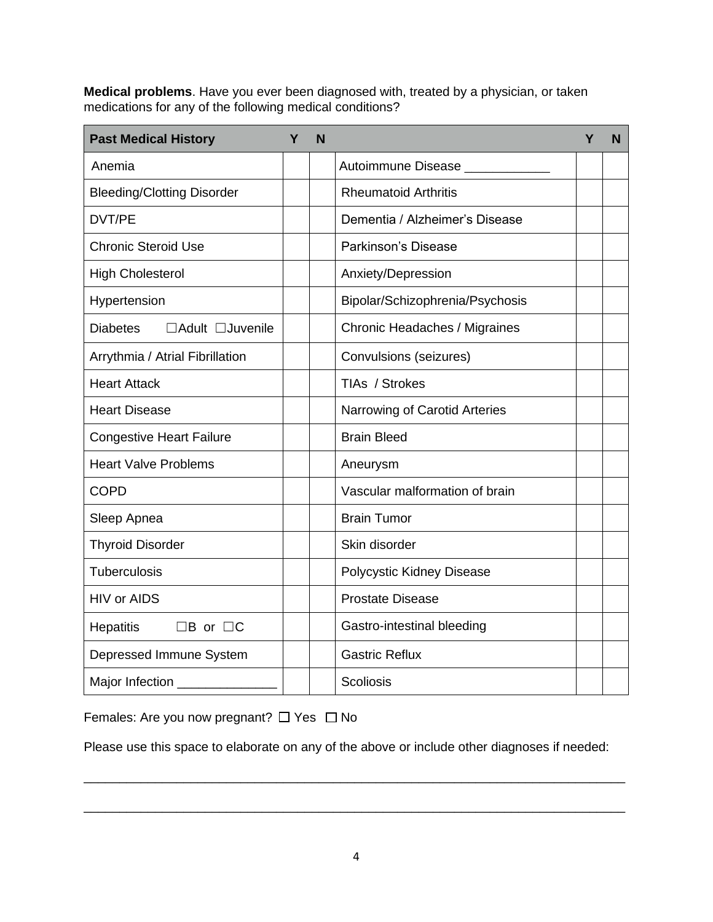**Medical problems**. Have you ever been diagnosed with, treated by a physician, or taken medications for any of the following medical conditions?

| **Past Medical History** | **Y** | **N** | | **Y** | **N** |
|---|---|---|---|---|---|
| Anemia | | | Autoimmune Disease ____________ | | |
| Bleeding/Clotting Disorder | | | Rheumatoid Arthritis | | |
| DVT/PE | | | Dementia / Alzheimer's Disease | | |
| Chronic Steroid Use | | | Parkinson's Disease | | |
| High Cholesterol | | | Anxiety/Depression | | |
| Hypertension | | | Bipolar/Schizophrenia/Psychosis | | |
| Diabetes ☐Adult ☐Juvenile | | | Chronic Headaches / Migraines | | |
| Arrythmia / Atrial Fibrillation | | | Convulsions (seizures) | | |
| Heart Attack | | | TIAs / Strokes | | |
| Heart Disease | | | Narrowing of Carotid Arteries | | |
| Congestive Heart Failure | | | Brain Bleed | | |
| Heart Valve Problems | | | Aneurysm | | |
| COPD | | | Vascular malformation of brain | | |
| Sleep Apnea | | | Brain Tumor | | |
| Thyroid Disorder | | | Skin disorder | | |
| Tuberculosis | | | Polycystic Kidney Disease | | |
| HIV or AIDS | | | Prostate Disease | | |
| Hepatitis ☐B or ☐C | | | Gastro-intestinal bleeding | | |
| Depressed Immune System | | | Gastric Reflux | | |
| Major Infection ______________ | | | Scoliosis | | |

Females: Are you now pregnant? ☐ Yes ☐ No

Please use this space to elaborate on any of the above or include other diagnoses if needed:

________________________________________________________________________________

________________________________________________________________________________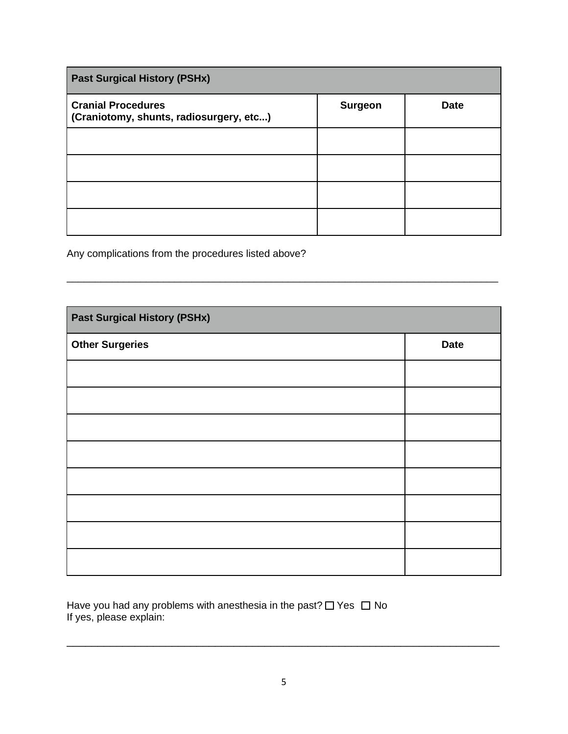| **Past Surgical History (PSHx)** | | |
|---|---|---|
| **Cranial Procedures (Craniotomy, shunts, radiosurgery, etc...)** | **Surgeon** | **Date** |
| | | |
| | | |
| | | |
| | | |

Any complications from the procedures listed above?

\_\_\_\_\_\_\_\_\_\_\_\_\_\_\_\_\_\_\_\_\_\_\_\_\_\_\_\_\_\_\_\_\_\_\_\_\_\_\_\_\_\_\_\_\_\_\_\_\_\_\_\_\_\_\_\_\_\_\_\_\_\_\_\_\_\_\_\_\_\_\_\_\_\_

| **Past Surgical History (PSHx)** | |
|---|---|
| **Other Surgeries** | **Date** |
| | |
| | |
| | |
| | |
| | |
| | |
| | |
| | |

Have you had any problems with anesthesia in the past? ☐ Yes ☐ No
If yes, please explain:

\_\_\_\_\_\_\_\_\_\_\_\_\_\_\_\_\_\_\_\_\_\_\_\_\_\_\_\_\_\_\_\_\_\_\_\_\_\_\_\_\_\_\_\_\_\_\_\_\_\_\_\_\_\_\_\_\_\_\_\_\_\_\_\_\_\_\_\_\_\_\_\_\_\_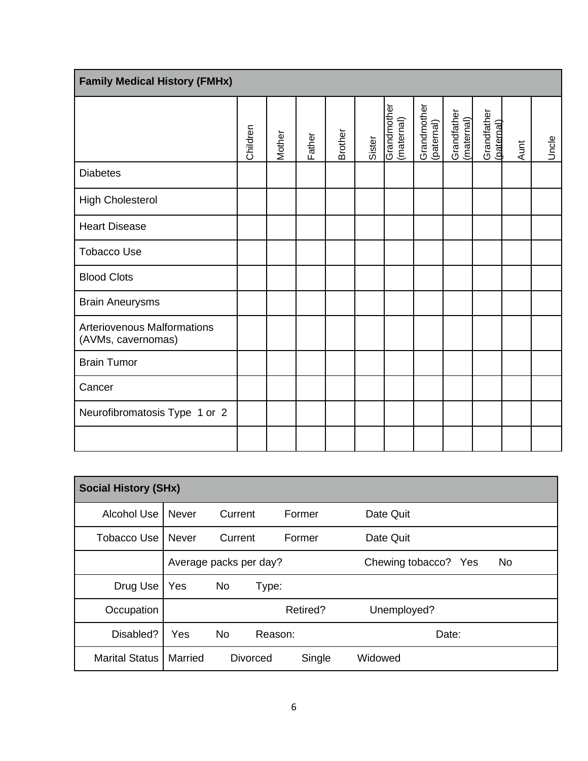| Family Medical History (FMHx) | | | | | | | | | | | |
|---|---|---|---|---|---|---|---|---|---|---|---|
| | Children | Mother | Father | Brother | Sister | Grandmother (maternal) | Grandmother (paternal) | Grandfather (maternal) | Grandfather (paternal) | Aunt | Uncle |
| Diabetes | | | | | | | | | | | |
| High Cholesterol | | | | | | | | | | | |
| Heart Disease | | | | | | | | | | | |
| Tobacco Use | | | | | | | | | | | |
| Blood Clots | | | | | | | | | | | |
| Brain Aneurysms | | | | | | | | | | | |
| Arteriovenous Malformations (AVMs, cavernomas) | | | | | | | | | | | |
| Brain Tumor | | | | | | | | | | | |
| Cancer | | | | | | | | | | | |
| Neurofibromatosis Type 1 or 2 | | | | | | | | | | | |
| | | | | | | | | | | | |

| Social History (SHx) | |
|---|---|
| Alcohol Use | Never Current Former Date Quit |
| Tobacco Use | Never Current Former Date Quit |
| | Average packs per day? Chewing tobacco? Yes No |
| Drug Use | Yes No Type: |
| Occupation | Retired? Unemployed? |
| Disabled? | Yes No Reason: Date: |
| Marital Status | Married Divorced Single Widowed |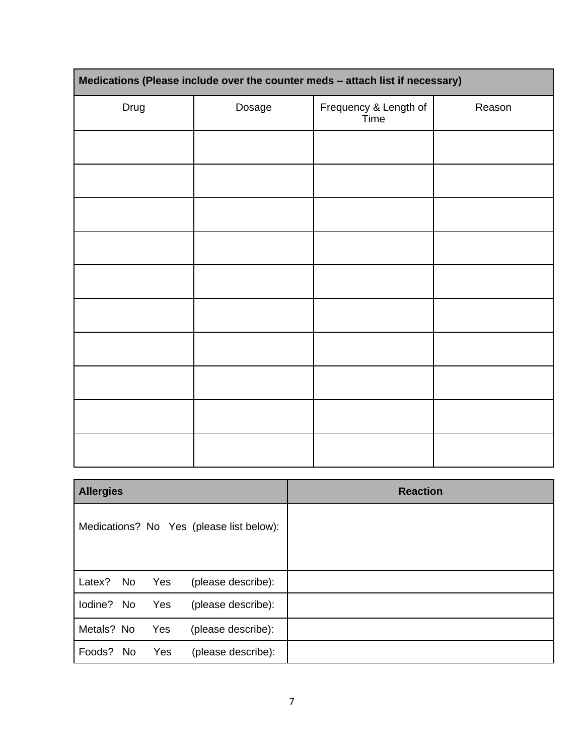| Medications (Please include over the counter meds – attach list if necessary) | | | |
|---|---|---|---|
| Drug | Dosage | Frequency & Length of Time | Reason |
| | | | |
| | | | |
| | | | |
| | | | |
| | | | |
| | | | |
| | | | |
| | | | |
| | | | |
| | | | |

| Allergies | Reaction |
|---|---|
| Medications? No Yes (please list below): | |
| Latex? No Yes (please describe): | |
| Iodine? No Yes (please describe): | |
| Metals? No Yes (please describe): | |
| Foods? No Yes (please describe): | |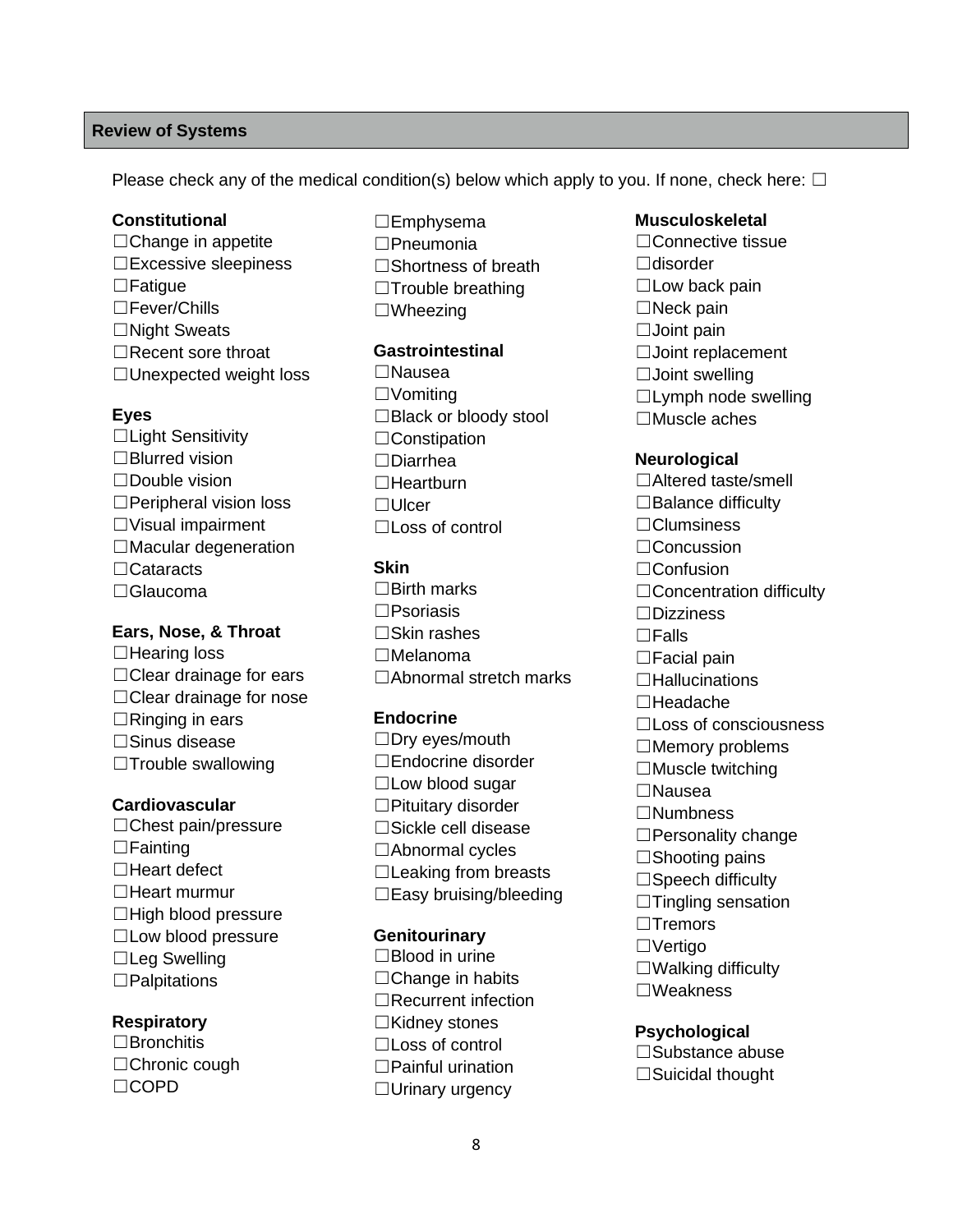## Review of Systems

Please check any of the medical condition(s) below which apply to you. If none, check here: ☐

**Constitutional**

☐Change in appetite
☐Excessive sleepiness
☐Fatigue
☐Fever/Chills
☐Night Sweats
☐Recent sore throat
☐Unexpected weight loss

**Eyes**

☐Light Sensitivity
☐Blurred vision
☐Double vision
☐Peripheral vision loss
☐Visual impairment
☐Macular degeneration
☐Cataracts
☐Glaucoma

**Ears, Nose, & Throat**

☐Hearing loss
☐Clear drainage for ears
☐Clear drainage for nose
☐Ringing in ears
☐Sinus disease
☐Trouble swallowing

**Cardiovascular**

☐Chest pain/pressure
☐Fainting
☐Heart defect
☐Heart murmur
☐High blood pressure
☐Low blood pressure
☐Leg Swelling
☐Palpitations

**Respiratory**

☐Bronchitis
☐Chronic cough
☐COPD
☐Emphysema
☐Pneumonia
☐Shortness of breath
☐Trouble breathing
☐Wheezing

**Gastrointestinal**

☐Nausea
☐Vomiting
☐Black or bloody stool
☐Constipation
☐Diarrhea
☐Heartburn
☐Ulcer
☐Loss of control

**Skin**

☐Birth marks
☐Psoriasis
☐Skin rashes
☐Melanoma
☐Abnormal stretch marks

**Endocrine**

☐Dry eyes/mouth
☐Endocrine disorder
☐Low blood sugar
☐Pituitary disorder
☐Sickle cell disease
☐Abnormal cycles
☐Leaking from breasts
☐Easy bruising/bleeding

**Genitourinary**

☐Blood in urine
☐Change in habits
☐Recurrent infection
☐Kidney stones
☐Loss of control
☐Painful urination
☐Urinary urgency

**Musculoskeletal**

☐Connective tissue
☐disorder
☐Low back pain
☐Neck pain
☐Joint pain
☐Joint replacement
☐Joint swelling
☐Lymph node swelling
☐Muscle aches

**Neurological**

☐Altered taste/smell
☐Balance difficulty
☐Clumsiness
☐Concussion
☐Confusion
☐Concentration difficulty
☐Dizziness
☐Falls
☐Facial pain
☐Hallucinations
☐Headache
☐Loss of consciousness
☐Memory problems
☐Muscle twitching
☐Nausea
☐Numbness
☐Personality change
☐Shooting pains
☐Speech difficulty
☐Tingling sensation
☐Tremors
☐Vertigo
☐Walking difficulty
☐Weakness

**Psychological**

☐Substance abuse
☐Suicidal thought